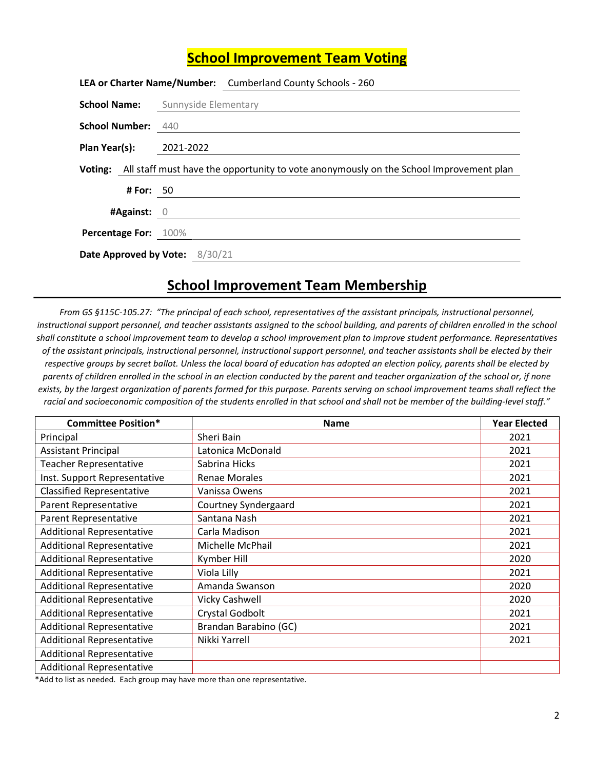# School Improvement Team Voting

**LEA or Charter Name/Number:** Cumberland County Schools - 260

**School Name:** Sunnyside Elementary

**School Number:** 440

**Plan Year(s):** 2021-2022

**Voting:** All staff must have the opportunity to vote anonymously on the School Improvement plan

**# For:** 50

**#Against:** 0

**Percentage For:** 100%

**Date Approved by Vote:** 8/30/21

## School Improvement Team Membership

*From GS §115C-105.27: "The principal of each school, representatives of the assistant principals, instructional personnel, instructional support personnel, and teacher assistants assigned to the school building, and parents of children enrolled in the school shall constitute a school improvement team to develop a school improvement plan to improve student performance. Representatives of the assistant principals, instructional personnel, instructional support personnel, and teacher assistants shall be elected by their respective groups by secret ballot. Unless the local board of education has adopted an election policy, parents shall be elected by parents of children enrolled in the school in an election conducted by the parent and teacher organization of the school or, if none exists, by the largest organization of parents formed for this purpose. Parents serving on school improvement teams shall reflect the racial and socioeconomic composition of the students enrolled in that school and shall not be member of the building-level staff."*

| Committee Position* | Name | Year Elected |
| --- | --- | --- |
| Principal | Sheri Bain | 2021 |
| Assistant Principal | Latonica McDonald | 2021 |
| Teacher Representative | Sabrina Hicks | 2021 |
| Inst. Support Representative | Renae Morales | 2021 |
| Classified Representative | Vanissa Owens | 2021 |
| Parent Representative | Courtney Syndergaard | 2021 |
| Parent Representative | Santana Nash | 2021 |
| Additional Representative | Carla Madison | 2021 |
| Additional Representative | Michelle McPhail | 2021 |
| Additional Representative | Kymber Hill | 2020 |
| Additional Representative | Viola Lilly | 2021 |
| Additional Representative | Amanda Swanson | 2020 |
| Additional Representative | Vicky Cashwell | 2020 |
| Additional Representative | Crystal Godbolt | 2021 |
| Additional Representative | Brandan Barabino (GC) | 2021 |
| Additional Representative | Nikki Yarrell | 2021 |
| Additional Representative | | |
| Additional Representative | | |

*Add to list as needed. Each group may have more than one representative.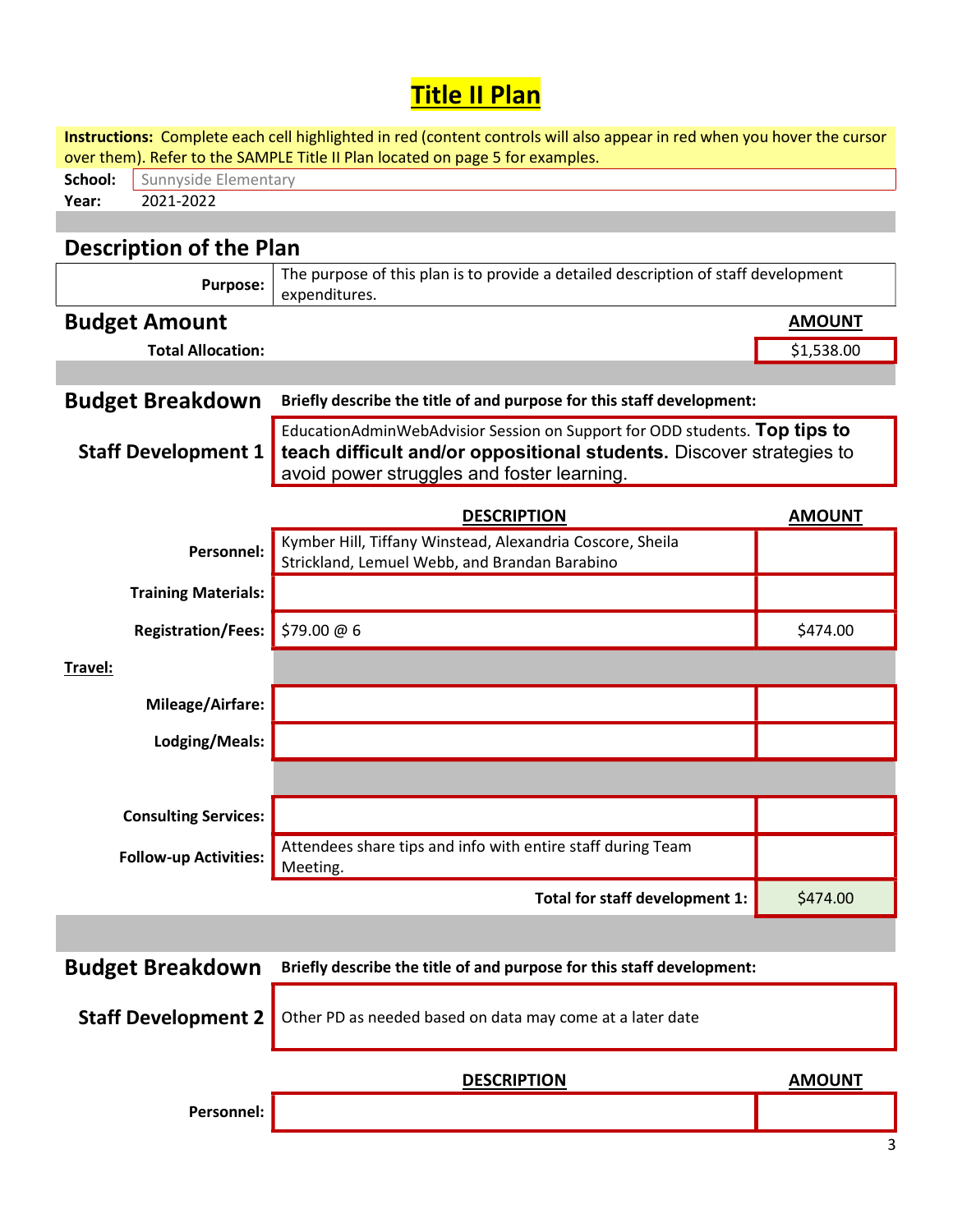# Title II Plan

**Instructions:** Complete each cell highlighted in red (content controls will also appear in red when you hover the cursor over them). Refer to the SAMPLE Title II Plan located on page 5 for examples.

**School:** Sunnyside Elementary
**Year:** 2021-2022

## Description of the Plan

| | |
|---|---|
| **Purpose:** | The purpose of this plan is to provide a detailed description of staff development expenditures. |

## Budget Amount

| | **AMOUNT** |
|---|---|
| **Total Allocation:** | $1,538.00 |

## Budget Breakdown

**Briefly describe the title of and purpose for this staff development:**

**Staff Development 1**

EducationAdminWebAdvisior Session on Support for ODD students. **Top tips to teach difficult and/or oppositional students.** Discover strategies to avoid power struggles and foster learning.

| | **DESCRIPTION** | **AMOUNT** |
|---|---|---|
| **Personnel:** | Kymber Hill, Tiffany Winstead, Alexandria Coscore, Sheila Strickland, Lemuel Webb, and Brandan Barabino | |
| **Training Materials:** | | |
| **Registration/Fees:** | $79.00 @ 6 | $474.00 |
| **Travel:** | | |
| **Mileage/Airfare:** | | |
| **Lodging/Meals:** | | |
| **Consulting Services:** | | |
| **Follow-up Activities:** | Attendees share tips and info with entire staff during Team Meeting. | |
| | **Total for staff development 1:** | $474.00 |

## Budget Breakdown

**Briefly describe the title of and purpose for this staff development:**

**Staff Development 2**

Other PD as needed based on data may come at a later date

| | **DESCRIPTION** | **AMOUNT** |
|---|---|---|
| **Personnel:** | | |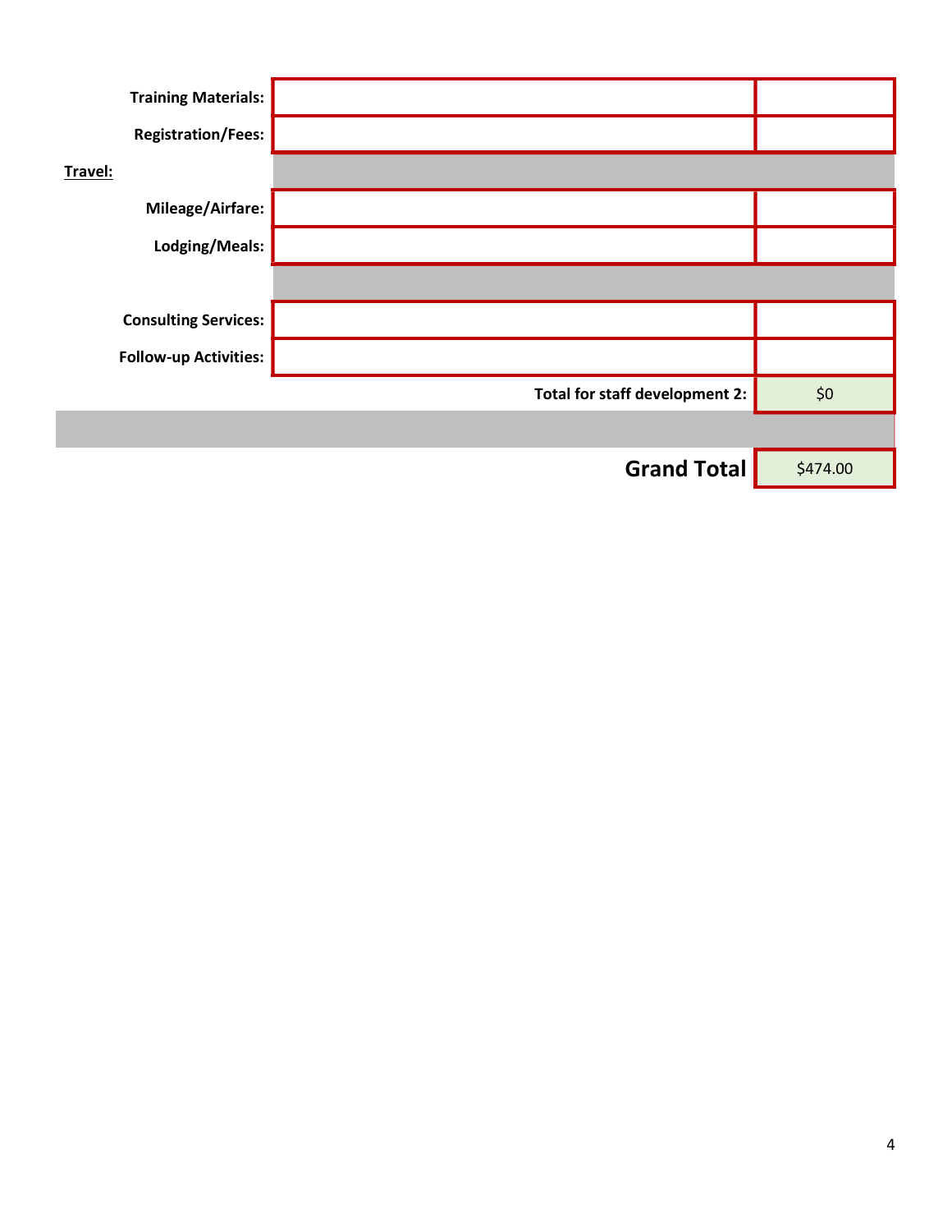| | | |
|---|---|---|
| **Training Materials:** | | |
| **Registration/Fees:** | | |
| **Travel:** | | |
| **Mileage/Airfare:** | | |
| **Lodging/Meals:** | | |
| | | |
| **Consulting Services:** | | |
| **Follow-up Activities:** | | |
| | **Total for staff development 2:** | $0 |
| | | |
| | **Grand Total** | $474.00 |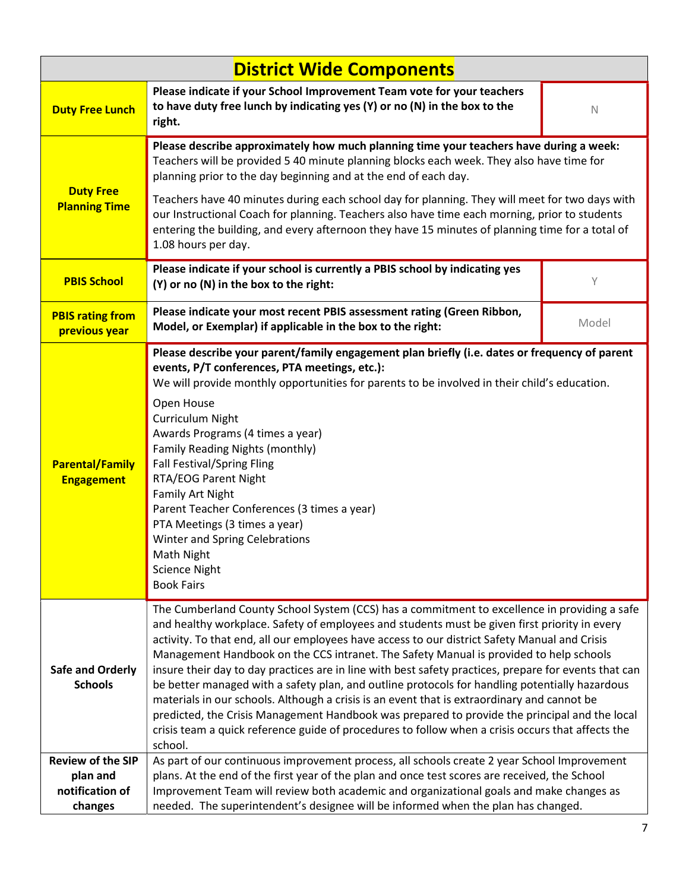## District Wide Components

| | | |
|---|---|---|
| **Duty Free Lunch** | **Please indicate if your School Improvement Team vote for your teachers to have duty free lunch by indicating yes (Y) or no (N) in the box to the right.** | N |
| **Duty Free Planning Time** | **Please describe approximately how much planning time your teachers have during a week:** Teachers will be provided 5 40 minute planning blocks each week. They also have time for planning prior to the day beginning and at the end of each day.<br><br>Teachers have 40 minutes during each school day for planning. They will meet for two days with our Instructional Coach for planning. Teachers also have time each morning, prior to students entering the building, and every afternoon they have 15 minutes of planning time for a total of 1.08 hours per day. | |
| **PBIS School** | **Please indicate if your school is currently a PBIS school by indicating yes (Y) or no (N) in the box to the right:** | Y |
| **PBIS rating from previous year** | **Please indicate your most recent PBIS assessment rating (Green Ribbon, Model, or Exemplar) if applicable in the box to the right:** | Model |
| **Parental/Family Engagement** | **Please describe your parent/family engagement plan briefly (i.e. dates or frequency of parent events, P/T conferences, PTA meetings, etc.):** We will provide monthly opportunities for parents to be involved in their child's education.<br><br>Open House<br>Curriculum Night<br>Awards Programs (4 times a year)<br>Family Reading Nights (monthly)<br>Fall Festival/Spring Fling<br>RTA/EOG Parent Night<br>Family Art Night<br>Parent Teacher Conferences (3 times a year)<br>PTA Meetings (3 times a year)<br>Winter and Spring Celebrations<br>Math Night<br>Science Night<br>Book Fairs | |
| **Safe and Orderly Schools** | The Cumberland County School System (CCS) has a commitment to excellence in providing a safe and healthy workplace. Safety of employees and students must be given first priority in every activity. To that end, all our employees have access to our district Safety Manual and Crisis Management Handbook on the CCS intranet. The Safety Manual is provided to help schools insure their day to day practices are in line with best safety practices, prepare for events that can be better managed with a safety plan, and outline protocols for handling potentially hazardous materials in our schools. Although a crisis is an event that is extraordinary and cannot be predicted, the Crisis Management Handbook was prepared to provide the principal and the local crisis team a quick reference guide of procedures to follow when a crisis occurs that affects the school. | |
| **Review of the SIP plan and notification of changes** | As part of our continuous improvement process, all schools create 2 year School Improvement plans. At the end of the first year of the plan and once test scores are received, the School Improvement Team will review both academic and organizational goals and make changes as needed. The superintendent's designee will be informed when the plan has changed. | |